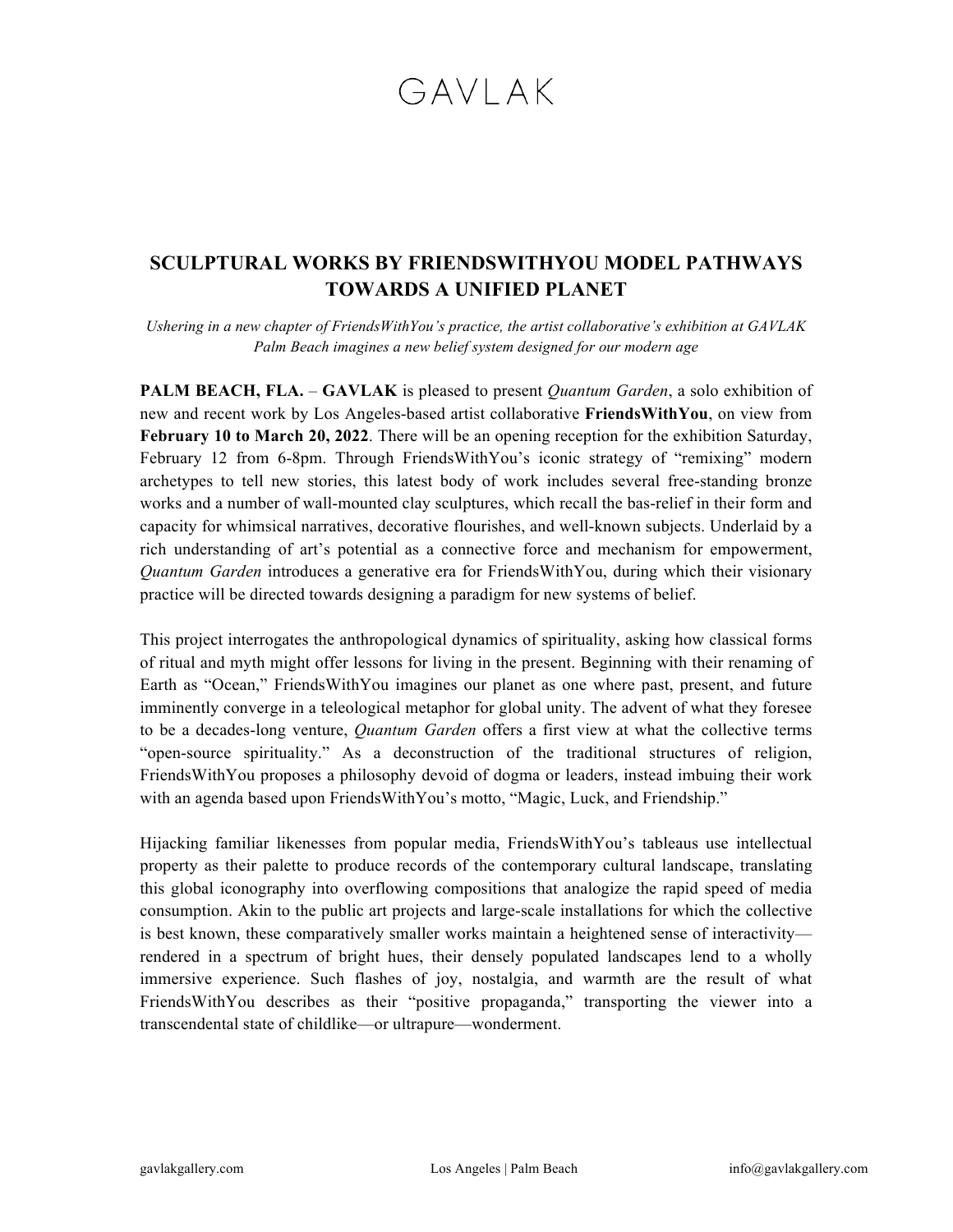# GAVLAK

## SCULPTURAL WORKS BY FRIENDSWITHYOU MODEL PATHWAYS TOWARDS A UNIFIED PLANET

*Ushering in a new chapter of FriendsWithYou's practice, the artist collaborative's exhibition at GAVLAK Palm Beach imagines a new belief system designed for our modern age*

**PALM BEACH, FLA.** – **GAVLAK** is pleased to present *Quantum Garden*, a solo exhibition of new and recent work by Los Angeles-based artist collaborative **FriendsWithYou**, on view from **February 10 to March 20, 2022**. There will be an opening reception for the exhibition Saturday, February 12 from 6-8pm. Through FriendsWithYou's iconic strategy of "remixing" modern archetypes to tell new stories, this latest body of work includes several free-standing bronze works and a number of wall-mounted clay sculptures, which recall the bas-relief in their form and capacity for whimsical narratives, decorative flourishes, and well-known subjects. Underlaid by a rich understanding of art's potential as a connective force and mechanism for empowerment, *Quantum Garden* introduces a generative era for FriendsWithYou, during which their visionary practice will be directed towards designing a paradigm for new systems of belief.

This project interrogates the anthropological dynamics of spirituality, asking how classical forms of ritual and myth might offer lessons for living in the present. Beginning with their renaming of Earth as "Ocean," FriendsWithYou imagines our planet as one where past, present, and future imminently converge in a teleological metaphor for global unity. The advent of what they foresee to be a decades-long venture, *Quantum Garden* offers a first view at what the collective terms "open-source spirituality." As a deconstruction of the traditional structures of religion, FriendsWithYou proposes a philosophy devoid of dogma or leaders, instead imbuing their work with an agenda based upon FriendsWithYou's motto, "Magic, Luck, and Friendship."

Hijacking familiar likenesses from popular media, FriendsWithYou's tableaus use intellectual property as their palette to produce records of the contemporary cultural landscape, translating this global iconography into overflowing compositions that analogize the rapid speed of media consumption. Akin to the public art projects and large-scale installations for which the collective is best known, these comparatively smaller works maintain a heightened sense of interactivity—rendered in a spectrum of bright hues, their densely populated landscapes lend to a wholly immersive experience. Such flashes of joy, nostalgia, and warmth are the result of what FriendsWithYou describes as their "positive propaganda," transporting the viewer into a transcendental state of childlike—or ultrapure—wonderment.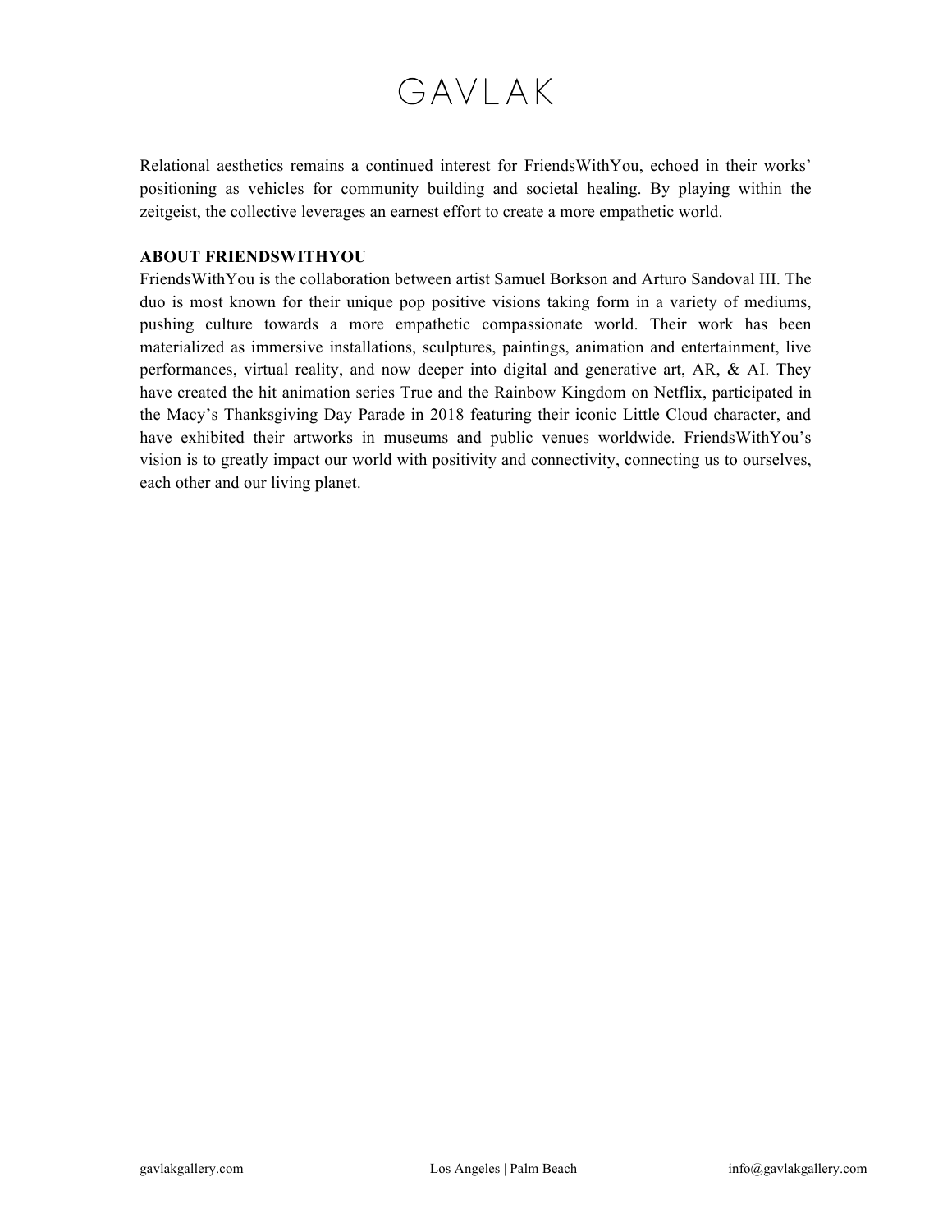Relational aesthetics remains a continued interest for FriendsWithYou, echoed in their works' positioning as vehicles for community building and societal healing. By playing within the zeitgeist, the collective leverages an earnest effort to create a more empathetic world.

**ABOUT FRIENDSWITHYOU**

FriendsWithYou is the collaboration between artist Samuel Borkson and Arturo Sandoval III. The duo is most known for their unique pop positive visions taking form in a variety of mediums, pushing culture towards a more empathetic compassionate world. Their work has been materialized as immersive installations, sculptures, paintings, animation and entertainment, live performances, virtual reality, and now deeper into digital and generative art, AR, & AI. They have created the hit animation series True and the Rainbow Kingdom on Netflix, participated in the Macy's Thanksgiving Day Parade in 2018 featuring their iconic Little Cloud character, and have exhibited their artworks in museums and public venues worldwide. FriendsWithYou's vision is to greatly impact our world with positivity and connectivity, connecting us to ourselves, each other and our living planet.